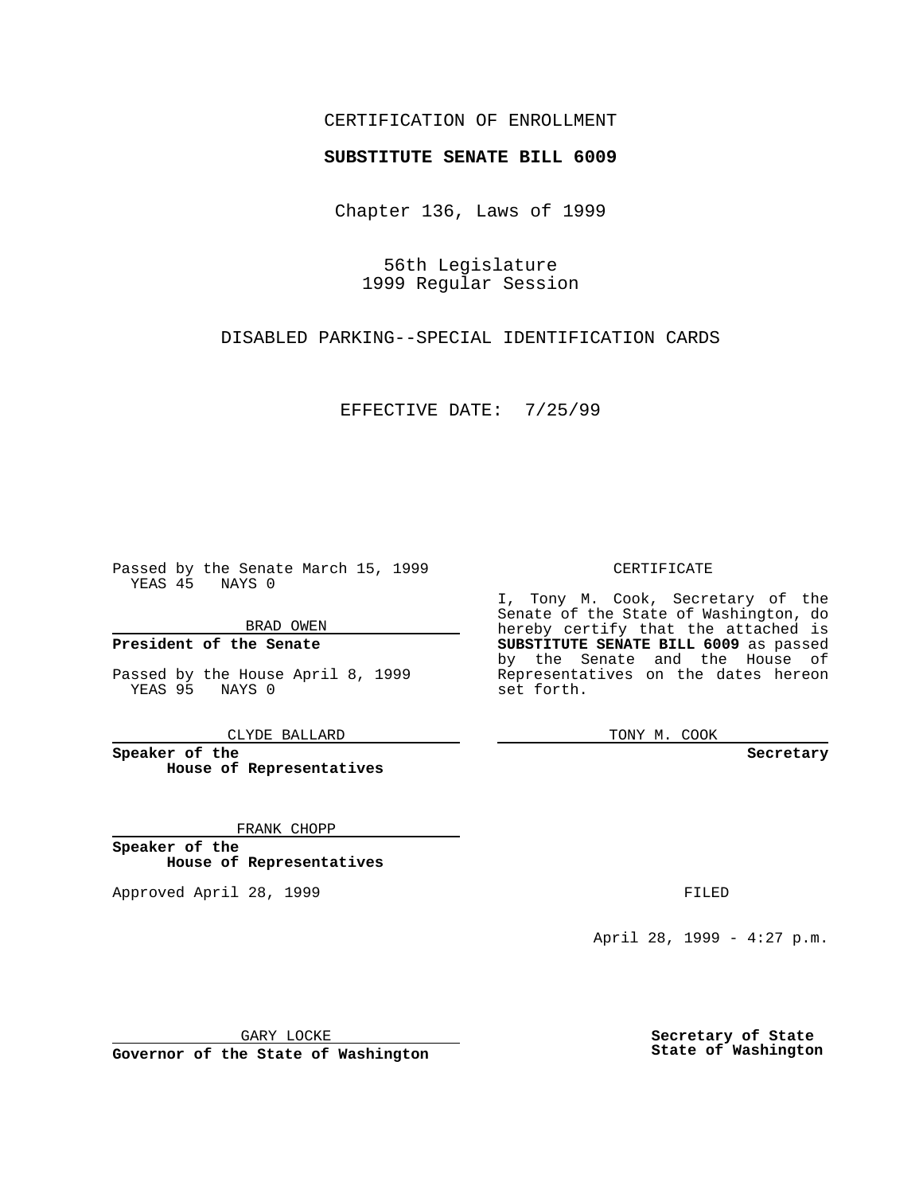CERTIFICATION OF ENROLLMENT

**SUBSTITUTE SENATE BILL 6009**

Chapter 136, Laws of 1999

56th Legislature
1999 Regular Session

DISABLED PARKING--SPECIAL IDENTIFICATION CARDS

EFFECTIVE DATE: 7/25/99

Passed by the Senate March 15, 1999
YEAS 45 NAYS 0

BRAD OWEN

**President of the Senate**

Passed by the House April 8, 1999
YEAS 95 NAYS 0

CLYDE BALLARD

**Speaker of the House of Representatives**

FRANK CHOPP

**Speaker of the House of Representatives**

Approved April 28, 1999

GARY LOCKE

**Governor of the State of Washington**

CERTIFICATE

I, Tony M. Cook, Secretary of the Senate of the State of Washington, do hereby certify that the attached is **SUBSTITUTE SENATE BILL 6009** as passed by the Senate and the House of Representatives on the dates hereon set forth.

TONY M. COOK

**Secretary**

FILED

April 28, 1999 - 4:27 p.m.

**Secretary of State**
**State of Washington**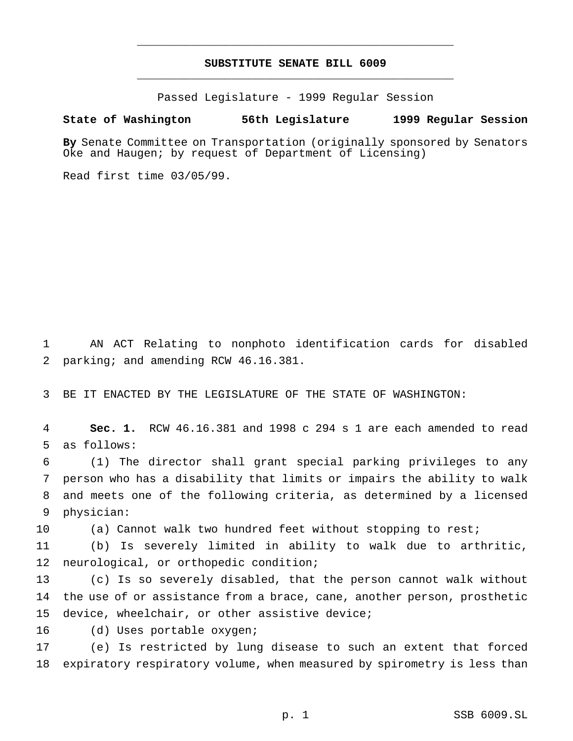# SUBSTITUTE SENATE BILL 6009

Passed Legislature - 1999 Regular Session

**State of Washington 56th Legislature 1999 Regular Session**

**By** Senate Committee on Transportation (originally sponsored by Senators Oke and Haugen; by request of Department of Licensing)

Read first time 03/05/99.

AN ACT Relating to nonphoto identification cards for disabled parking; and amending RCW 46.16.381.

BE IT ENACTED BY THE LEGISLATURE OF THE STATE OF WASHINGTON:

**Sec. 1.** RCW 46.16.381 and 1998 c 294 s 1 are each amended to read as follows:

(1) The director shall grant special parking privileges to any person who has a disability that limits or impairs the ability to walk and meets one of the following criteria, as determined by a licensed physician:

(a) Cannot walk two hundred feet without stopping to rest;

(b) Is severely limited in ability to walk due to arthritic, neurological, or orthopedic condition;

(c) Is so severely disabled, that the person cannot walk without the use of or assistance from a brace, cane, another person, prosthetic device, wheelchair, or other assistive device;

(d) Uses portable oxygen;

(e) Is restricted by lung disease to such an extent that forced expiratory respiratory volume, when measured by spirometry is less than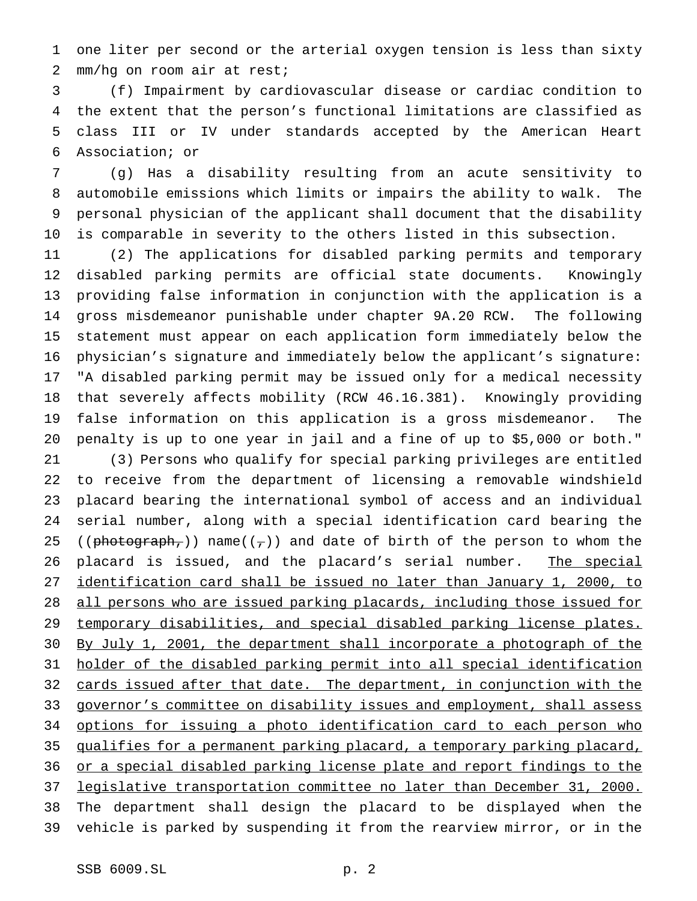one liter per second or the arterial oxygen tension is less than sixty mm/hg on room air at rest;

(f) Impairment by cardiovascular disease or cardiac condition to the extent that the person's functional limitations are classified as class III or IV under standards accepted by the American Heart Association; or

(g) Has a disability resulting from an acute sensitivity to automobile emissions which limits or impairs the ability to walk. The personal physician of the applicant shall document that the disability is comparable in severity to the others listed in this subsection.

(2) The applications for disabled parking permits and temporary disabled parking permits are official state documents. Knowingly providing false information in conjunction with the application is a gross misdemeanor punishable under chapter 9A.20 RCW. The following statement must appear on each application form immediately below the physician's signature and immediately below the applicant's signature: "A disabled parking permit may be issued only for a medical necessity that severely affects mobility (RCW 46.16.381). Knowingly providing false information on this application is a gross misdemeanor. The penalty is up to one year in jail and a fine of up to $5,000 or both."

(3) Persons who qualify for special parking privileges are entitled to receive from the department of licensing a removable windshield placard bearing the international symbol of access and an individual serial number, along with a special identification card bearing the ((~~photograph,~~)) name((~~,~~)) and date of birth of the person to whom the placard is issued, and the placard's serial number. <u>The special identification card shall be issued no later than January 1, 2000, to all persons who are issued parking placards, including those issued for temporary disabilities, and special disabled parking license plates. By July 1, 2001, the department shall incorporate a photograph of the holder of the disabled parking permit into all special identification cards issued after that date. The department, in conjunction with the governor's committee on disability issues and employment, shall assess options for issuing a photo identification card to each person who qualifies for a permanent parking placard, a temporary parking placard, or a special disabled parking license plate and report findings to the legislative transportation committee no later than December 31, 2000.</u> The department shall design the placard to be displayed when the vehicle is parked by suspending it from the rearview mirror, or in the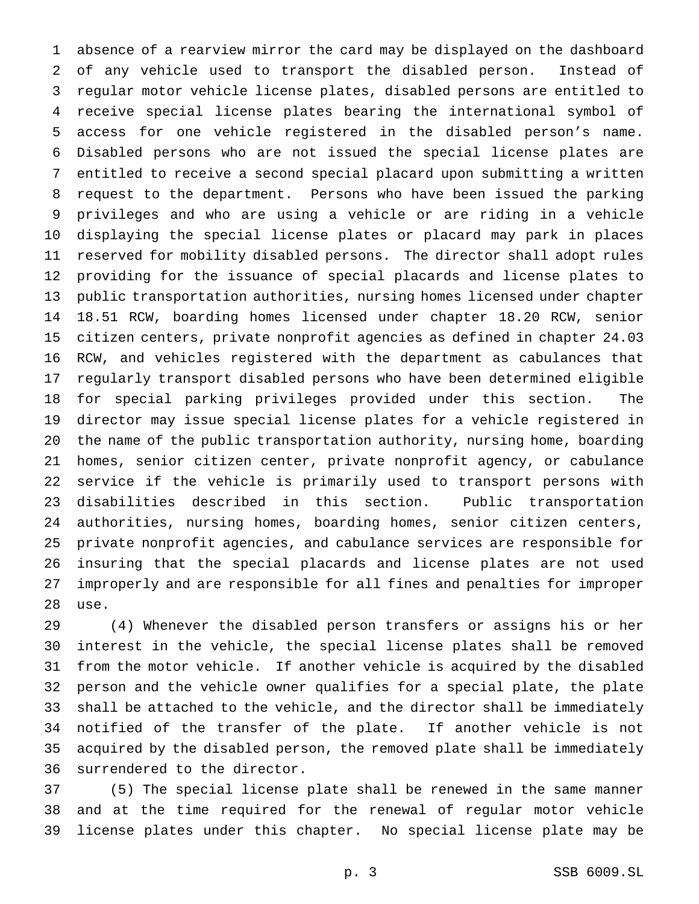absence of a rearview mirror the card may be displayed on the dashboard of any vehicle used to transport the disabled person. Instead of regular motor vehicle license plates, disabled persons are entitled to receive special license plates bearing the international symbol of access for one vehicle registered in the disabled person's name. Disabled persons who are not issued the special license plates are entitled to receive a second special placard upon submitting a written request to the department. Persons who have been issued the parking privileges and who are using a vehicle or are riding in a vehicle displaying the special license plates or placard may park in places reserved for mobility disabled persons. The director shall adopt rules providing for the issuance of special placards and license plates to public transportation authorities, nursing homes licensed under chapter 18.51 RCW, boarding homes licensed under chapter 18.20 RCW, senior citizen centers, private nonprofit agencies as defined in chapter 24.03 RCW, and vehicles registered with the department as cabulances that regularly transport disabled persons who have been determined eligible for special parking privileges provided under this section. The director may issue special license plates for a vehicle registered in the name of the public transportation authority, nursing home, boarding homes, senior citizen center, private nonprofit agency, or cabulance service if the vehicle is primarily used to transport persons with disabilities described in this section. Public transportation authorities, nursing homes, boarding homes, senior citizen centers, private nonprofit agencies, and cabulance services are responsible for insuring that the special placards and license plates are not used improperly and are responsible for all fines and penalties for improper use.

(4) Whenever the disabled person transfers or assigns his or her interest in the vehicle, the special license plates shall be removed from the motor vehicle. If another vehicle is acquired by the disabled person and the vehicle owner qualifies for a special plate, the plate shall be attached to the vehicle, and the director shall be immediately notified of the transfer of the plate. If another vehicle is not acquired by the disabled person, the removed plate shall be immediately surrendered to the director.

(5) The special license plate shall be renewed in the same manner and at the time required for the renewal of regular motor vehicle license plates under this chapter. No special license plate may be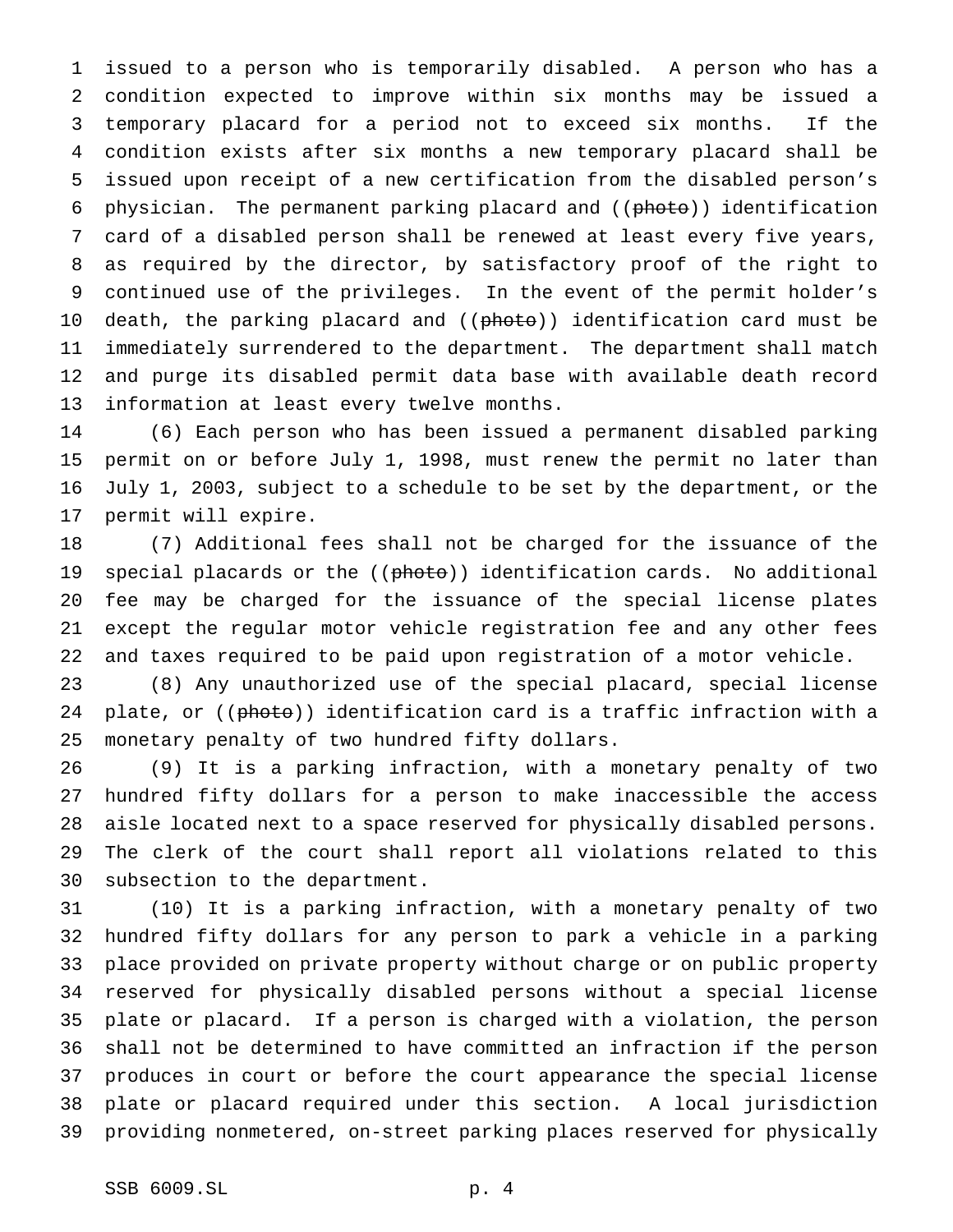issued to a person who is temporarily disabled. A person who has a condition expected to improve within six months may be issued a temporary placard for a period not to exceed six months. If the condition exists after six months a new temporary placard shall be issued upon receipt of a new certification from the disabled person's physician. The permanent parking placard and ((~~photo~~)) identification card of a disabled person shall be renewed at least every five years, as required by the director, by satisfactory proof of the right to continued use of the privileges. In the event of the permit holder's death, the parking placard and ((~~photo~~)) identification card must be immediately surrendered to the department. The department shall match and purge its disabled permit data base with available death record information at least every twelve months.

(6) Each person who has been issued a permanent disabled parking permit on or before July 1, 1998, must renew the permit no later than July 1, 2003, subject to a schedule to be set by the department, or the permit will expire.

(7) Additional fees shall not be charged for the issuance of the special placards or the ((~~photo~~)) identification cards. No additional fee may be charged for the issuance of the special license plates except the regular motor vehicle registration fee and any other fees and taxes required to be paid upon registration of a motor vehicle.

(8) Any unauthorized use of the special placard, special license plate, or ((~~photo~~)) identification card is a traffic infraction with a monetary penalty of two hundred fifty dollars.

(9) It is a parking infraction, with a monetary penalty of two hundred fifty dollars for a person to make inaccessible the access aisle located next to a space reserved for physically disabled persons. The clerk of the court shall report all violations related to this subsection to the department.

(10) It is a parking infraction, with a monetary penalty of two hundred fifty dollars for any person to park a vehicle in a parking place provided on private property without charge or on public property reserved for physically disabled persons without a special license plate or placard. If a person is charged with a violation, the person shall not be determined to have committed an infraction if the person produces in court or before the court appearance the special license plate or placard required under this section. A local jurisdiction providing nonmetered, on-street parking places reserved for physically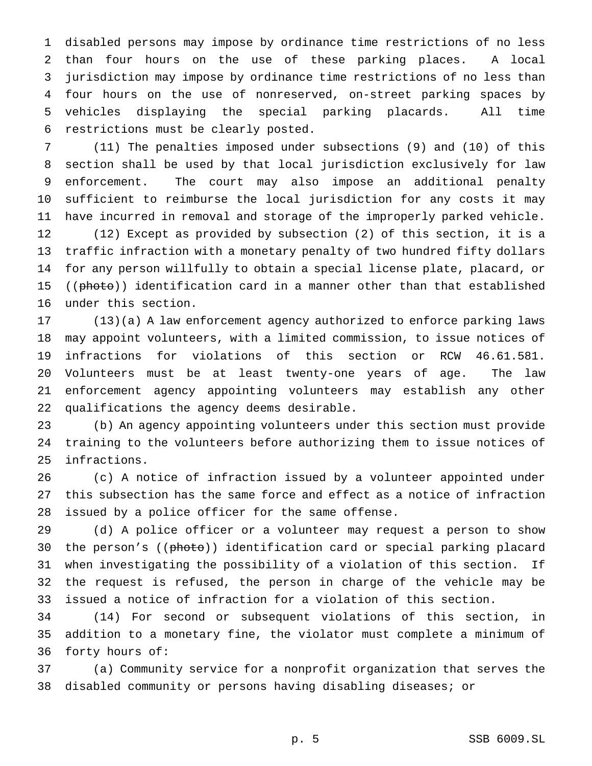disabled persons may impose by ordinance time restrictions of no less than four hours on the use of these parking places. A local jurisdiction may impose by ordinance time restrictions of no less than four hours on the use of nonreserved, on-street parking spaces by vehicles displaying the special parking placards. All time restrictions must be clearly posted.

(11) The penalties imposed under subsections (9) and (10) of this section shall be used by that local jurisdiction exclusively for law enforcement. The court may also impose an additional penalty sufficient to reimburse the local jurisdiction for any costs it may have incurred in removal and storage of the improperly parked vehicle.

(12) Except as provided by subsection (2) of this section, it is a traffic infraction with a monetary penalty of two hundred fifty dollars for any person willfully to obtain a special license plate, placard, or ((~~photo~~)) identification card in a manner other than that established under this section.

(13)(a) A law enforcement agency authorized to enforce parking laws may appoint volunteers, with a limited commission, to issue notices of infractions for violations of this section or RCW 46.61.581. Volunteers must be at least twenty-one years of age. The law enforcement agency appointing volunteers may establish any other qualifications the agency deems desirable.

(b) An agency appointing volunteers under this section must provide training to the volunteers before authorizing them to issue notices of infractions.

(c) A notice of infraction issued by a volunteer appointed under this subsection has the same force and effect as a notice of infraction issued by a police officer for the same offense.

(d) A police officer or a volunteer may request a person to show the person's ((~~photo~~)) identification card or special parking placard when investigating the possibility of a violation of this section. If the request is refused, the person in charge of the vehicle may be issued a notice of infraction for a violation of this section.

(14) For second or subsequent violations of this section, in addition to a monetary fine, the violator must complete a minimum of forty hours of:

(a) Community service for a nonprofit organization that serves the disabled community or persons having disabling diseases; or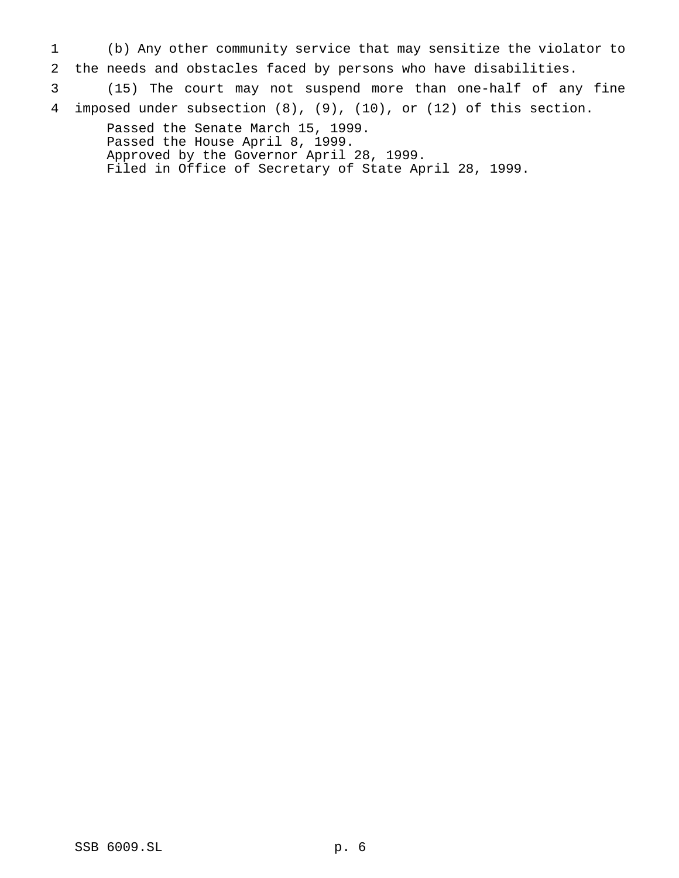(b) Any other community service that may sensitize the violator to the needs and obstacles faced by persons who have disabilities.

(15) The court may not suspend more than one-half of any fine imposed under subsection (8), (9), (10), or (12) of this section.

Passed the Senate March 15, 1999.
Passed the House April 8, 1999.
Approved by the Governor April 28, 1999.
Filed in Office of Secretary of State April 28, 1999.